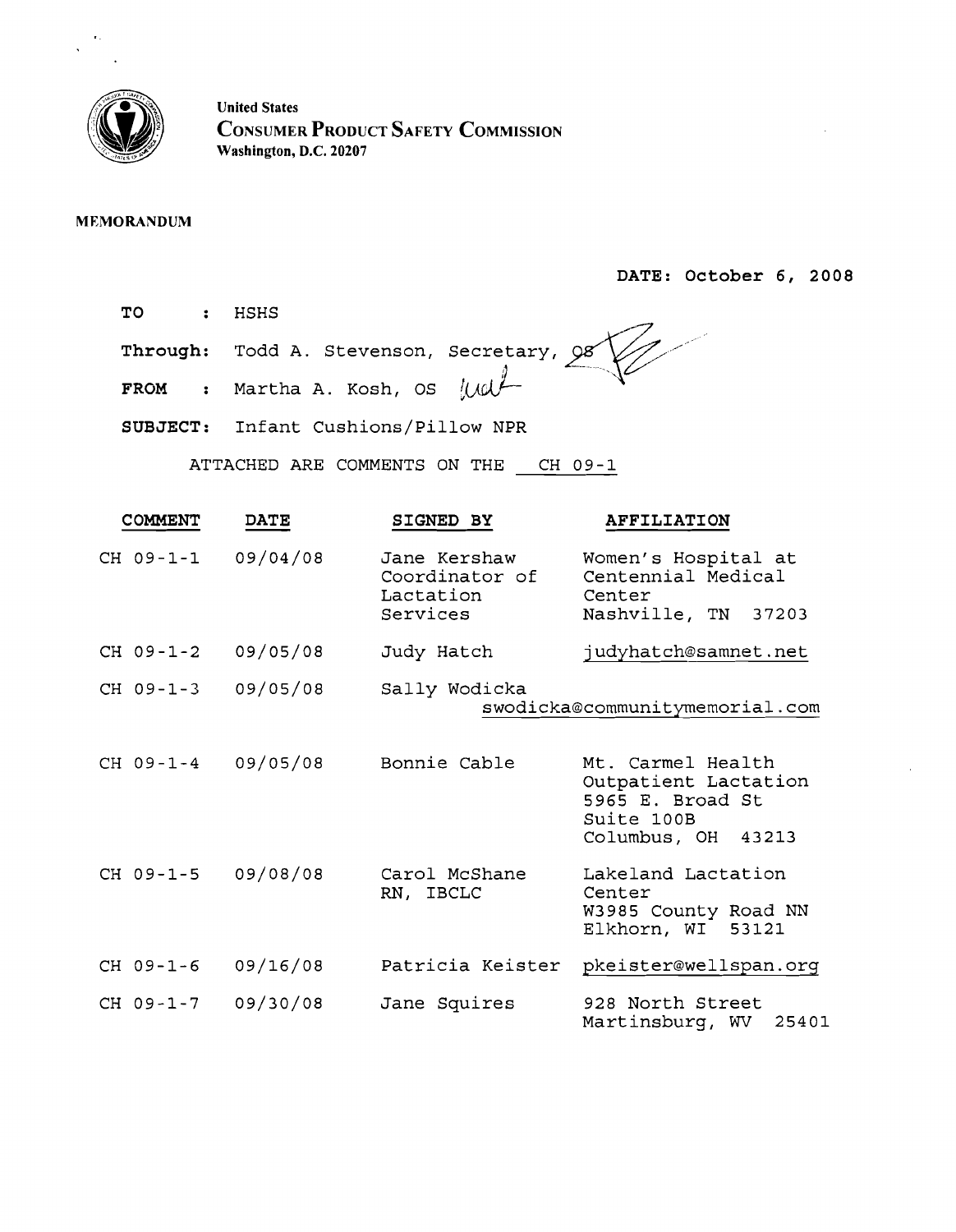**United States**
**CONSUMER PRODUCT SAFETY COMMISSION**
**Washington, D.C. 20207**

**MEMORANDUM**

**DATE: October 6, 2008**

**TO** : HSHS

**Through:** Todd A. Stevenson, Secretary, OS

**FROM** : Martha A. Kosh, OS

**SUBJECT:** Infant Cushions/Pillow NPR

ATTACHED ARE COMMENTS ON THE CH 09-1

| COMMENT | DATE | SIGNED BY | AFFILIATION |
|---|---|---|---|
| CH 09-1-1 | 09/04/08 | Jane Kershaw Coordinator of Lactation Services | Women's Hospital at Centennial Medical Center Nashville, TN 37203 |
| CH 09-1-2 | 09/05/08 | Judy Hatch | judyhatch@samnet.net |
| CH 09-1-3 | 09/05/08 | Sally Wodicka | swodicka@communitymemorial.com |
| CH 09-1-4 | 09/05/08 | Bonnie Cable | Mt. Carmel Health Outpatient Lactation 5965 E. Broad St Suite 100B Columbus, OH 43213 |
| CH 09-1-5 | 09/08/08 | Carol McShane RN, IBCLC | Lakeland Lactation Center W3985 County Road NN Elkhorn, WI 53121 |
| CH 09-1-6 | 09/16/08 | Patricia Keister | pkeister@wellspan.org |
| CH 09-1-7 | 09/30/08 | Jane Squires | 928 North Street Martinsburg, WV 25401 |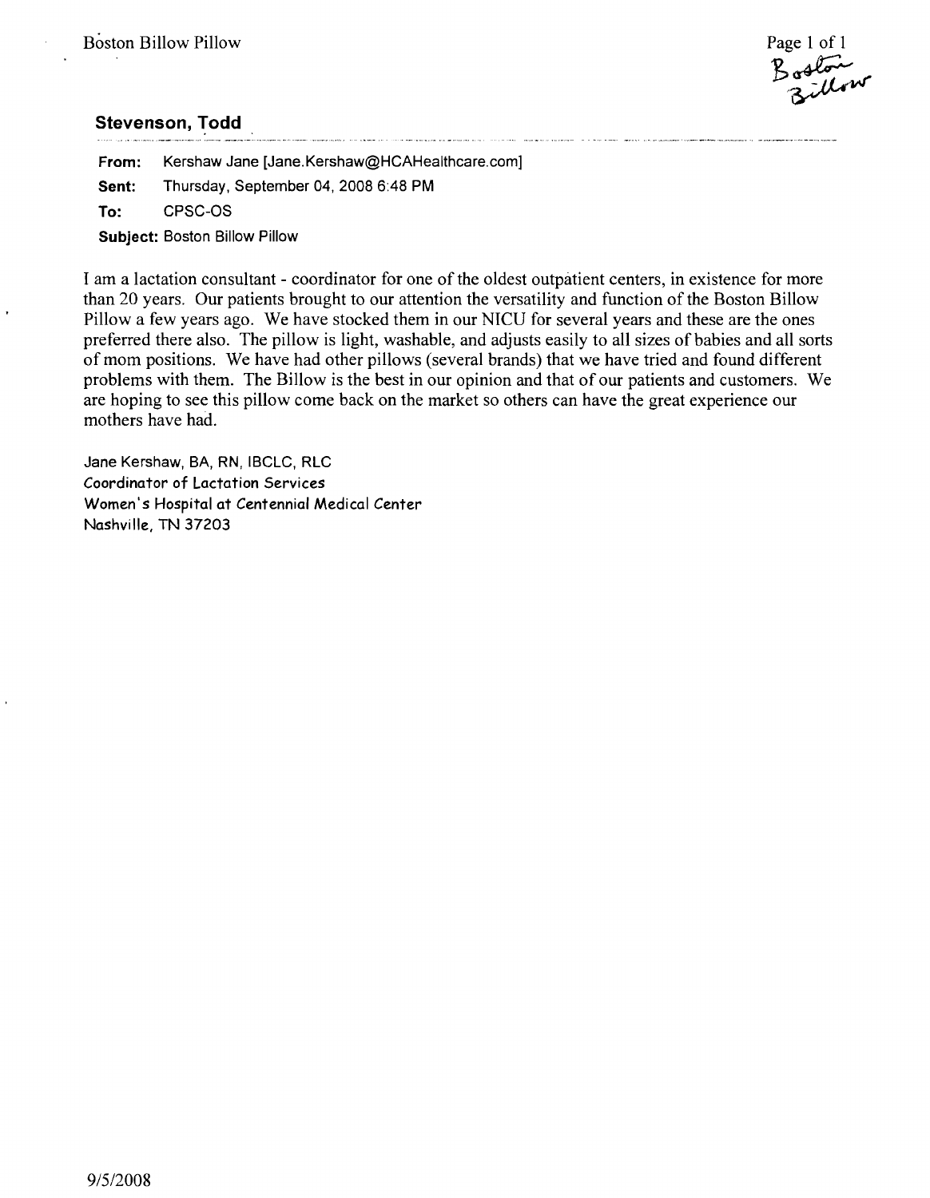## Stevenson, Todd

**From:** Kershaw Jane [Jane.Kershaw@HCAHealthcare.com]

**Sent:** Thursday, September 04, 2008 6:48 PM

**To:** CPSC-OS

**Subject:** Boston Billow Pillow

I am a lactation consultant - coordinator for one of the oldest outpatient centers, in existence for more than 20 years. Our patients brought to our attention the versatility and function of the Boston Billow Pillow a few years ago. We have stocked them in our NICU for several years and these are the ones preferred there also. The pillow is light, washable, and adjusts easily to all sizes of babies and all sorts of mom positions. We have had other pillows (several brands) that we have tried and found different problems with them. The Billow is the best in our opinion and that of our patients and customers. We are hoping to see this pillow come back on the market so others can have the great experience our mothers have had.

Jane Kershaw, BA, RN, IBCLC, RLC
Coordinator of Lactation Services
Women's Hospital at Centennial Medical Center
Nashville, TN 37203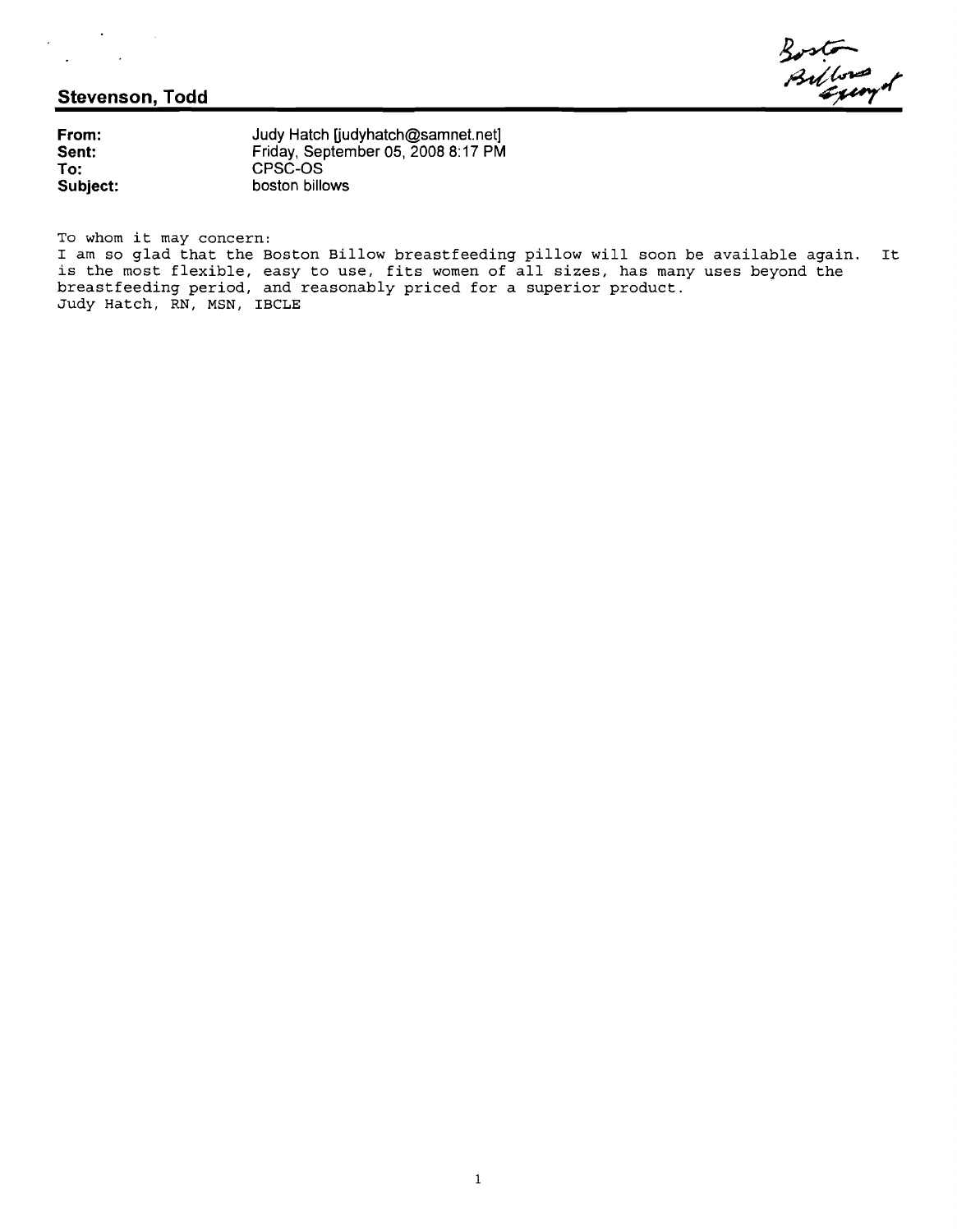**Stevenson, Todd**

Boston Billows Exempt

| | |
|---|---|
| **From:** | Judy Hatch [judyhatch@samnet.net] |
| **Sent:** | Friday, September 05, 2008 8:17 PM |
| **To:** | CPSC-OS |
| **Subject:** | boston billows |

To whom it may concern:
I am so glad that the Boston Billow breastfeeding pillow will soon be available again. It is the most flexible, easy to use, fits women of all sizes, has many uses beyond the breastfeeding period, and reasonably priced for a superior product.
Judy Hatch, RN, MSN, IBCLE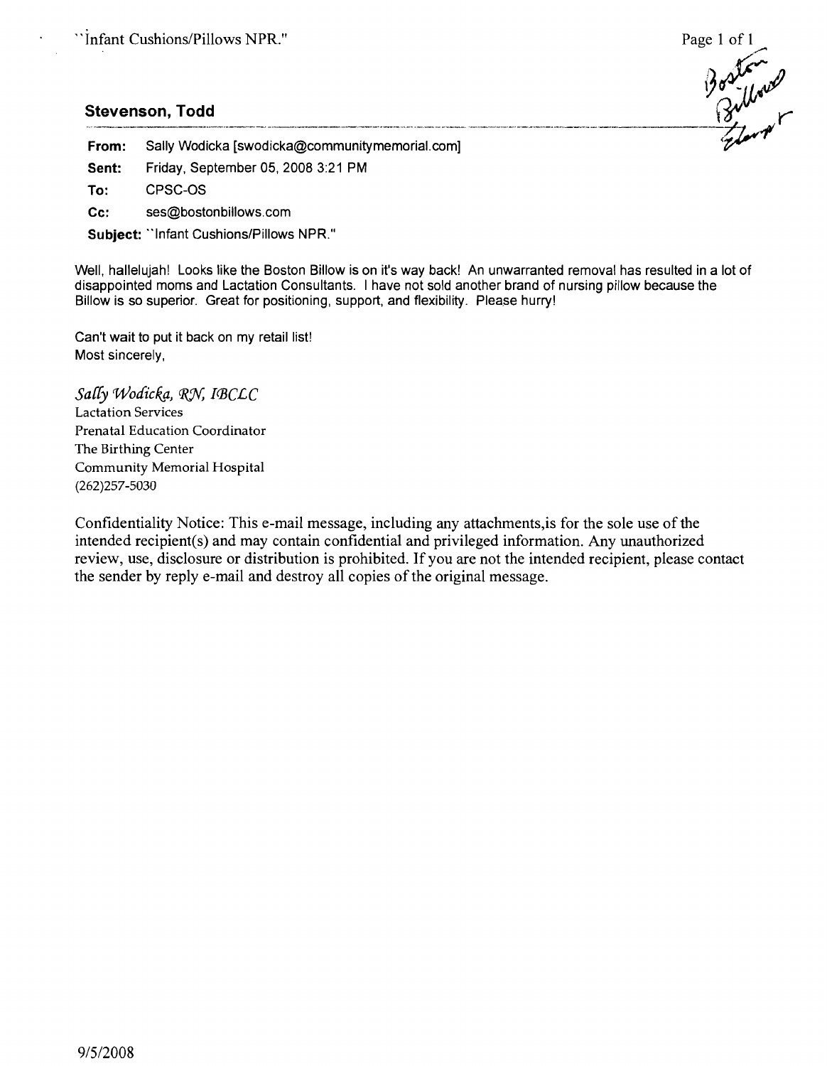**Stevenson, Todd**

**From:** Sally Wodicka [swodicka@communitymemorial.com]

**Sent:** Friday, September 05, 2008 3:21 PM

**To:** CPSC-OS

**Cc:** ses@bostonbillows.com

**Subject:** ``Infant Cushions/Pillows NPR."

Well, hallelujah! Looks like the Boston Billow is on it's way back! An unwarranted removal has resulted in a lot of disappointed moms and Lactation Consultants. I have not sold another brand of nursing pillow because the Billow is so superior. Great for positioning, support, and flexibility. Please hurry!

Can't wait to put it back on my retail list!
Most sincerely,

*Sally Wodicka, RN, IBCLC*
Lactation Services
Prenatal Education Coordinator
The Birthing Center
Community Memorial Hospital
(262)257-5030

Confidentiality Notice: This e-mail message, including any attachments,is for the sole use of the intended recipient(s) and may contain confidential and privileged information. Any unauthorized review, use, disclosure or distribution is prohibited. If you are not the intended recipient, please contact the sender by reply e-mail and destroy all copies of the original message.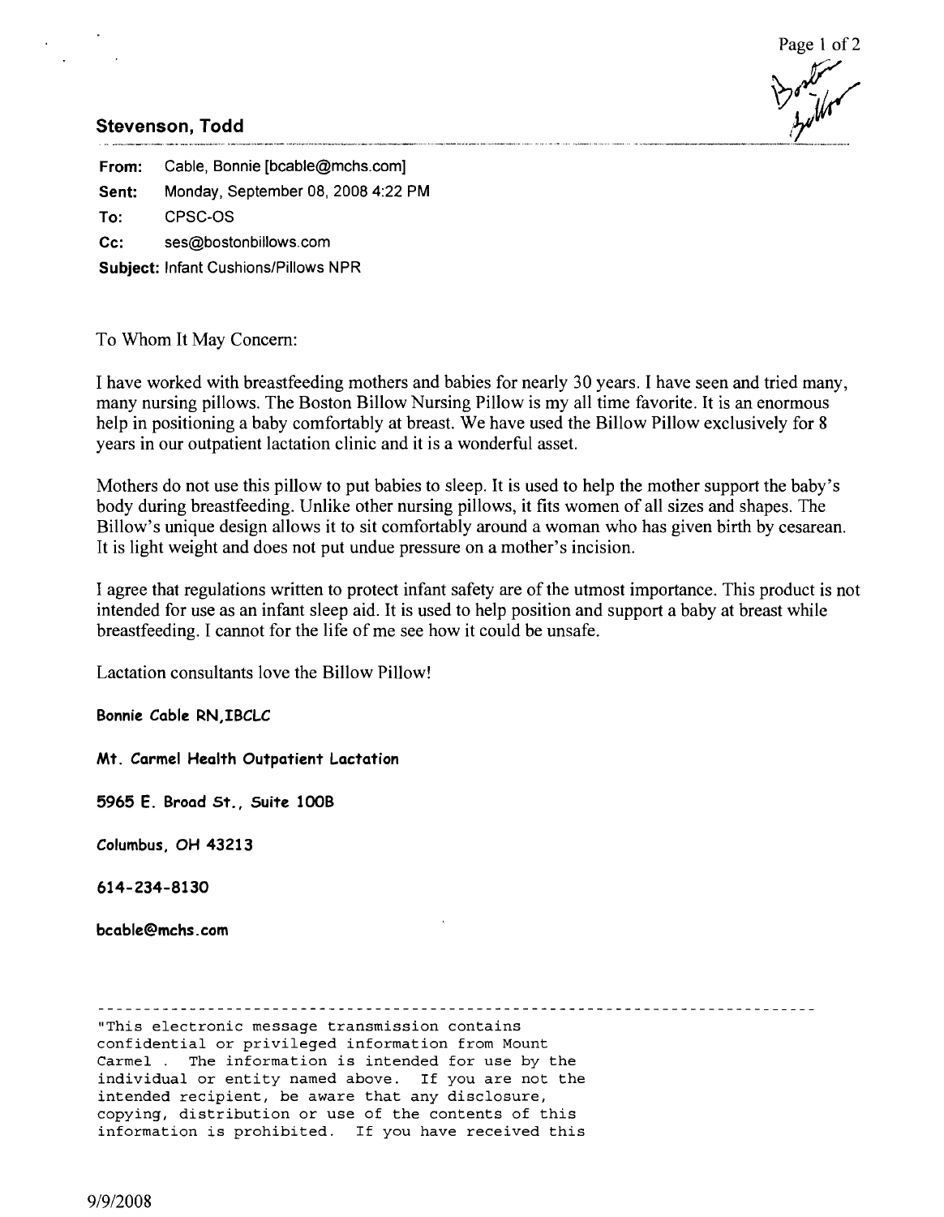**Stevenson, Todd**

**From:** Cable, Bonnie [bcable@mchs.com]

**Sent:** Monday, September 08, 2008 4:22 PM

**To:** CPSC-OS

**Cc:** ses@bostonbillows.com

**Subject:** Infant Cushions/Pillows NPR

To Whom It May Concern:

I have worked with breastfeeding mothers and babies for nearly 30 years. I have seen and tried many, many nursing pillows. The Boston Billow Nursing Pillow is my all time favorite. It is an enormous help in positioning a baby comfortably at breast. We have used the Billow Pillow exclusively for 8 years in our outpatient lactation clinic and it is a wonderful asset.

Mothers do not use this pillow to put babies to sleep. It is used to help the mother support the baby's body during breastfeeding. Unlike other nursing pillows, it fits women of all sizes and shapes. The Billow's unique design allows it to sit comfortably around a woman who has given birth by cesarean. It is light weight and does not put undue pressure on a mother's incision.

I agree that regulations written to protect infant safety are of the utmost importance. This product is not intended for use as an infant sleep aid. It is used to help position and support a baby at breast while breastfeeding. I cannot for the life of me see how it could be unsafe.

Lactation consultants love the Billow Pillow!

**Bonnie Cable RN,IBCLC**

**Mt. Carmel Health Outpatient Lactation**

**5965 E. Broad St., Suite 100B**

**Columbus, OH 43213**

**614-234-8130**

**bcable@mchs.com**

---

```
"This electronic message transmission contains
confidential or privileged information from Mount
Carmel .  The information is intended for use by the
individual or entity named above.  If you are not the
intended recipient, be aware that any disclosure,
copying, distribution or use of the contents of this
information is prohibited.  If you have received this
```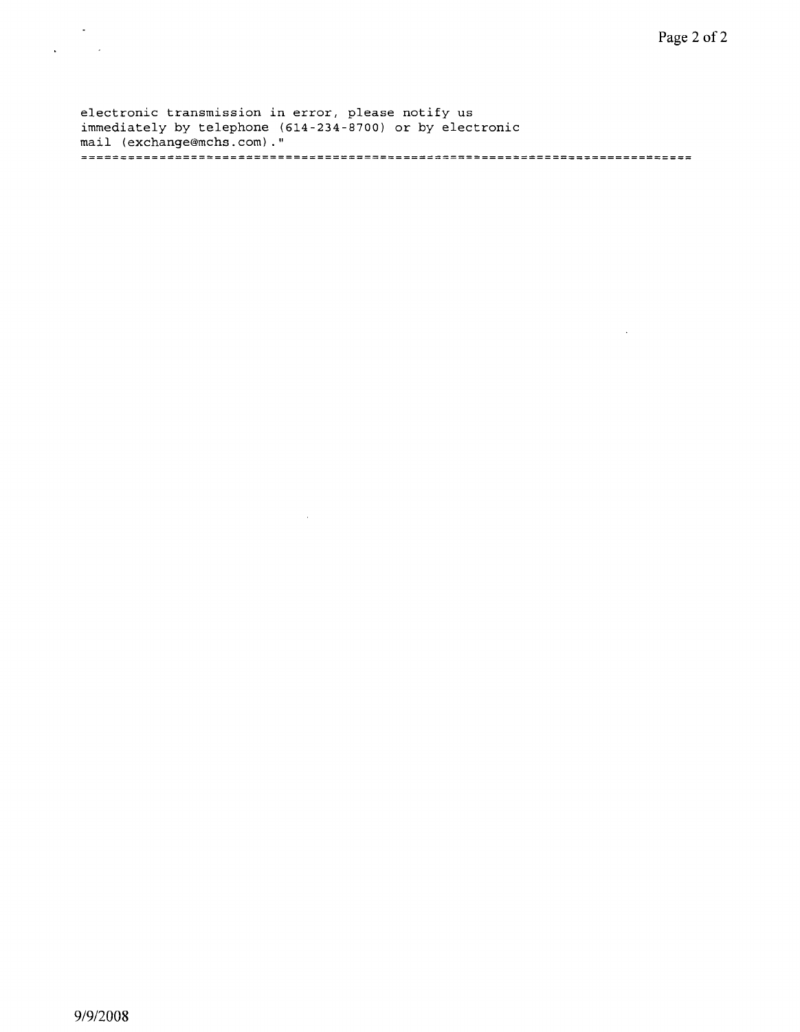electronic transmission in error, please notify us immediately by telephone (614-234-8700) or by electronic mail (exchange@mchs.com)."

==========================================================================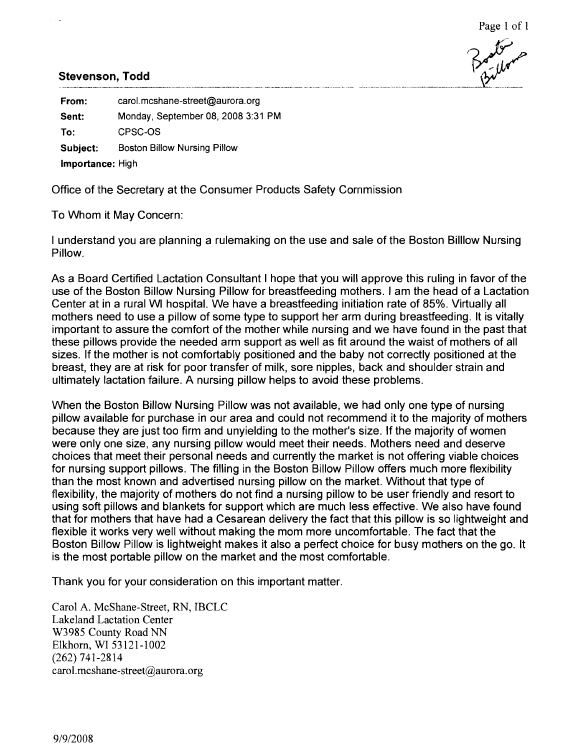**Stevenson, Todd**

| | |
|---|---|
| **From:** | carol.mcshane-street@aurora.org |
| **Sent:** | Monday, September 08, 2008 3:31 PM |
| **To:** | CPSC-OS |
| **Subject:** | Boston Billow Nursing Pillow |
| **Importance:** | High |

Office of the Secretary at the Consumer Products Safety Commission

To Whom it May Concern:

I understand you are planning a rulemaking on the use and sale of the Boston Billlow Nursing Pillow.

As a Board Certified Lactation Consultant I hope that you will approve this ruling in favor of the use of the Boston Billow Nursing Pillow for breastfeeding mothers. I am the head of a Lactation Center at in a rural WI hospital. We have a breastfeeding initiation rate of 85%. Virtually all mothers need to use a pillow of some type to support her arm during breastfeeding. It is vitally important to assure the comfort of the mother while nursing and we have found in the past that these pillows provide the needed arm support as well as fit around the waist of mothers of all sizes. If the mother is not comfortably positioned and the baby not correctly positioned at the breast, they are at risk for poor transfer of milk, sore nipples, back and shoulder strain and ultimately lactation failure. A nursing pillow helps to avoid these problems.

When the Boston Billow Nursing Pillow was not available, we had only one type of nursing pillow available for purchase in our area and could not recommend it to the majority of mothers because they are just too firm and unyielding to the mother's size. If the majority of women were only one size, any nursing pillow would meet their needs. Mothers need and deserve choices that meet their personal needs and currently the market is not offering viable choices for nursing support pillows. The filling in the Boston Billow Pillow offers much more flexibility than the most known and advertised nursing pillow on the market. Without that type of flexibility, the majority of mothers do not find a nursing pillow to be user friendly and resort to using soft pillows and blankets for support which are much less effective. We also have found that for mothers that have had a Cesarean delivery the fact that this pillow is so lightweight and flexible it works very well without making the mom more uncomfortable. The fact that the Boston Billow Pillow is lightweight makes it also a perfect choice for busy mothers on the go. It is the most portable pillow on the market and the most comfortable.

Thank you for your consideration on this important matter.

Carol A. McShane-Street, RN, IBCLC
Lakeland Lactation Center
W3985 County Road NN
Elkhorn, WI 53121-1002
(262) 741-2814
carol.mcshane-street@aurora.org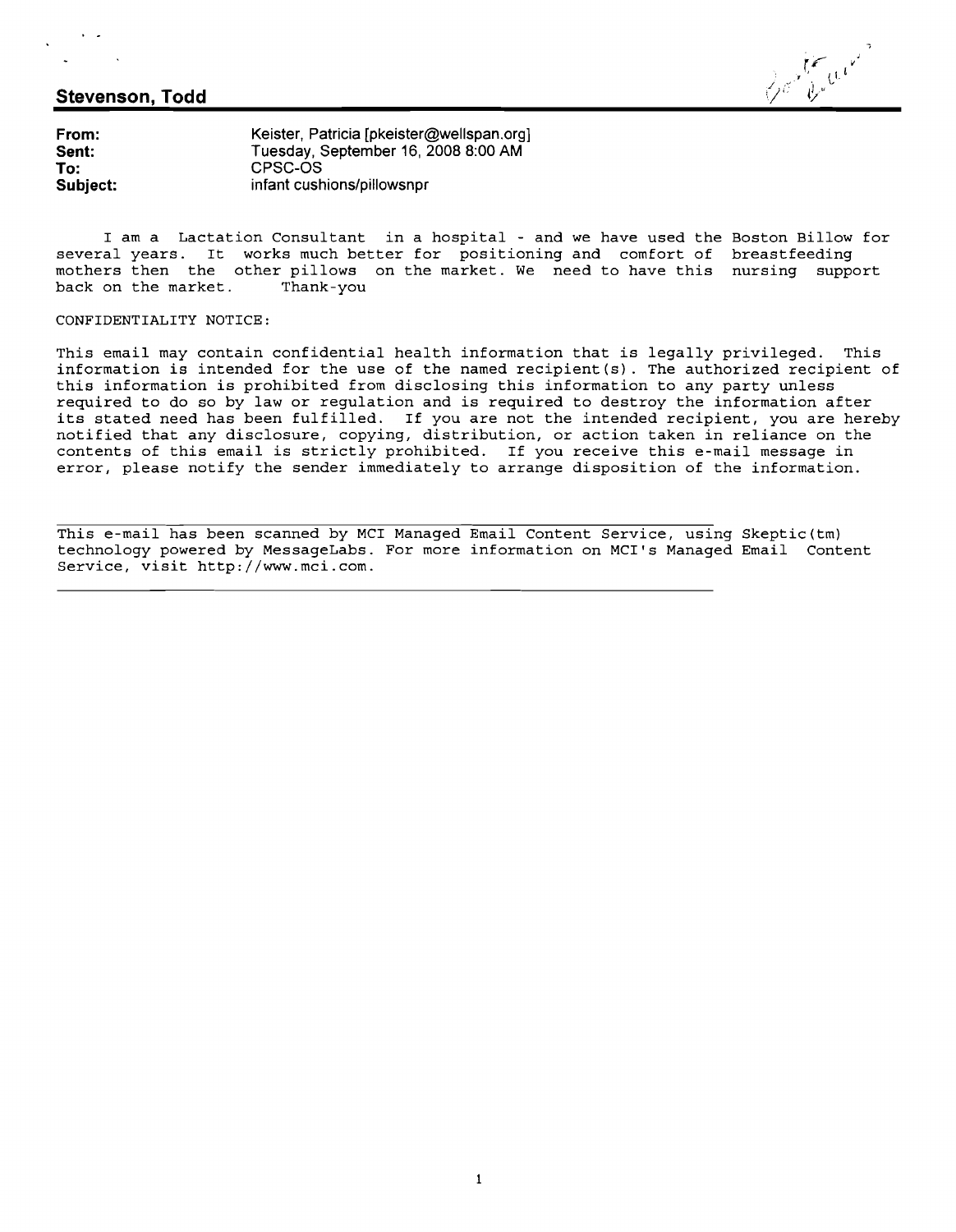## Stevenson, Todd

**From:** Keister, Patricia [pkeister@wellspan.org]
**Sent:** Tuesday, September 16, 2008 8:00 AM
**To:** CPSC-OS
**Subject:** infant cushions/pillowsnpr

I am a Lactation Consultant in a hospital - and we have used the Boston Billow for several years. It works much better for positioning and comfort of breastfeeding mothers then the other pillows on the market. We need to have this nursing support back on the market. Thank-you

CONFIDENTIALITY NOTICE:

This email may contain confidential health information that is legally privileged. This information is intended for the use of the named recipient(s). The authorized recipient of this information is prohibited from disclosing this information to any party unless required to do so by law or regulation and is required to destroy the information after its stated need has been fulfilled. If you are not the intended recipient, you are hereby notified that any disclosure, copying, distribution, or action taken in reliance on the contents of this email is strictly prohibited. If you receive this e-mail message in error, please notify the sender immediately to arrange disposition of the information.

---

This e-mail has been scanned by MCI Managed Email Content Service, using Skeptic(tm) technology powered by MessageLabs. For more information on MCI's Managed Email Content Service, visit http://www.mci.com.

---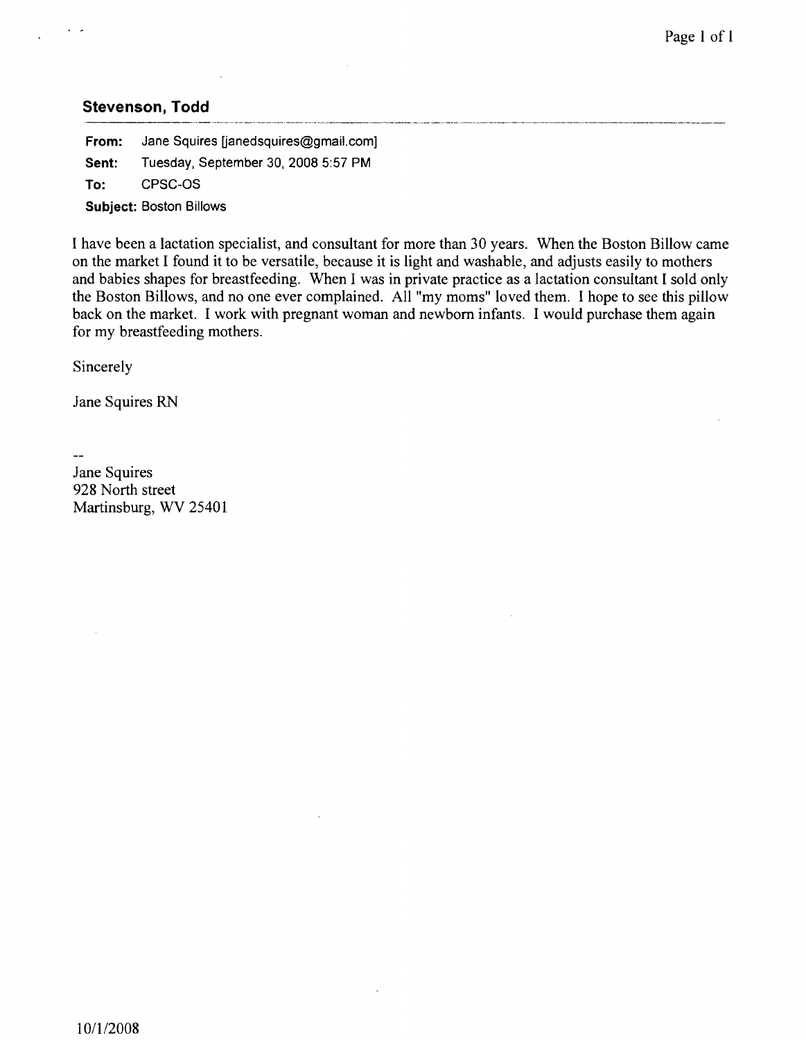**Stevenson, Todd**

**From:** Jane Squires [janedsquires@gmail.com]

**Sent:** Tuesday, September 30, 2008 5:57 PM

**To:** CPSC-OS

**Subject:** Boston Billows

I have been a lactation specialist, and consultant for more than 30 years. When the Boston Billow came on the market I found it to be versatile, because it is light and washable, and adjusts easily to mothers and babies shapes for breastfeeding. When I was in private practice as a lactation consultant I sold only the Boston Billows, and no one ever complained. All "my moms" loved them. I hope to see this pillow back on the market. I work with pregnant woman and newborn infants. I would purchase them again for my breastfeeding mothers.

Sincerely

Jane Squires RN

--
Jane Squires
928 North street
Martinsburg, WV 25401

10/1/2008